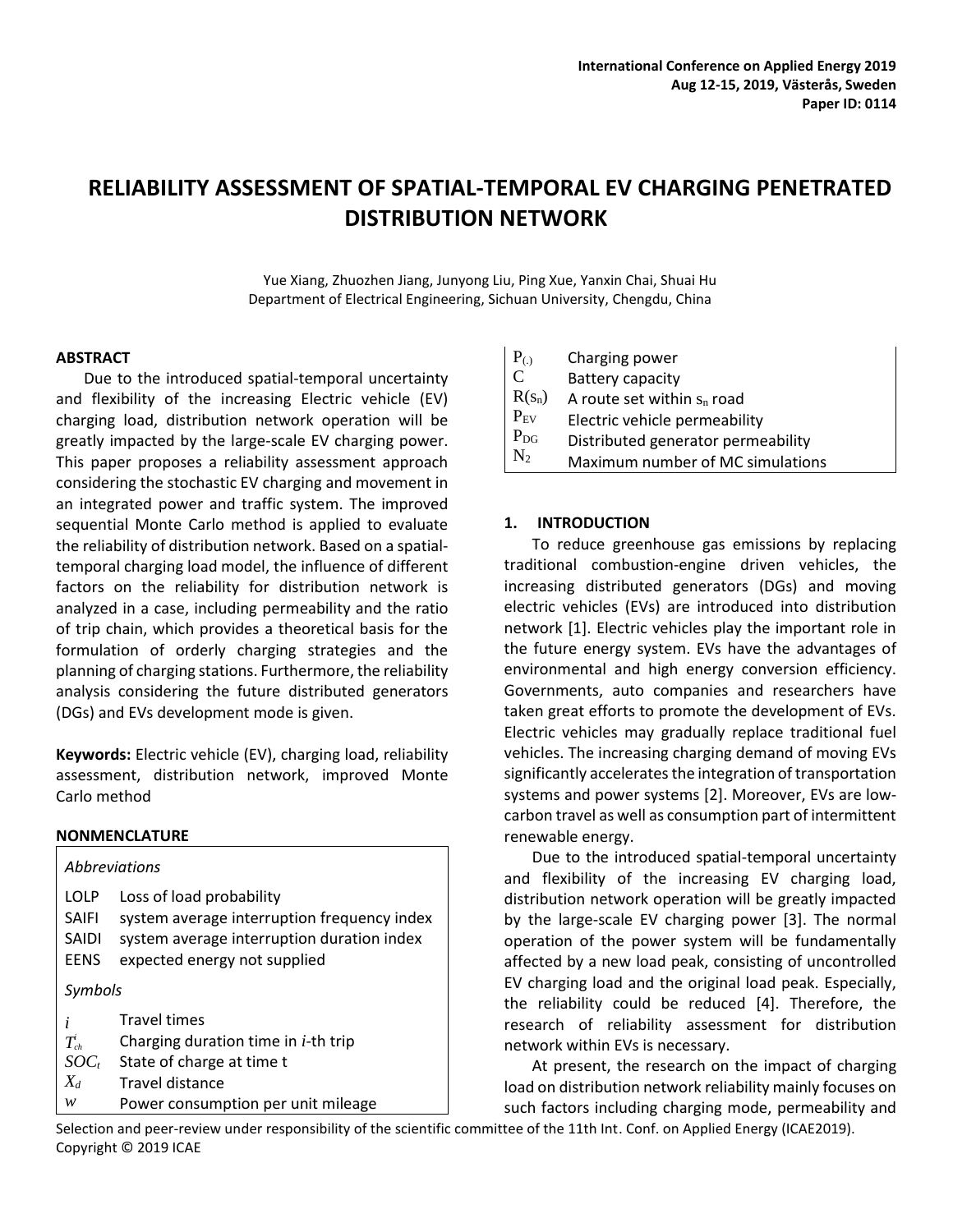# RELIABILITY ASSESSMENT OF SPATIAL-TEMPORAL EV CHARGING PENETRATED DISTRIBUTION NETWORK

Yue Xiang, Zhuozhen Jiang, Junyong Liu, Ping Xue, Yanxin Chai, Shuai Hu
Department of Electrical Engineering, Sichuan University, Chengdu, China

## ABSTRACT

Due to the introduced spatial-temporal uncertainty and flexibility of the increasing Electric vehicle (EV) charging load, distribution network operation will be greatly impacted by the large-scale EV charging power. This paper proposes a reliability assessment approach considering the stochastic EV charging and movement in an integrated power and traffic system. The improved sequential Monte Carlo method is applied to evaluate the reliability of distribution network. Based on a spatial-temporal charging load model, the influence of different factors on the reliability for distribution network is analyzed in a case, including permeability and the ratio of trip chain, which provides a theoretical basis for the formulation of orderly charging strategies and the planning of charging stations. Furthermore, the reliability analysis considering the future distributed generators (DGs) and EVs development mode is given.

**Keywords:** Electric vehicle (EV), charging load, reliability assessment, distribution network, improved Monte Carlo method

## NONMENCLATURE

*Abbreviations*

| | |
|---|---|
| LOLP | Loss of load probability |
| SAIFI | system average interruption frequency index |
| SAIDI | system average interruption duration index |
| EENS | expected energy not supplied |

*Symbols*

| | |
|---|---|
| $i$ | Travel times |
| $T_{ch}^{i}$ | Charging duration time in $i$-th trip |
| $SOC_t$ | State of charge at time t |
| $X_d$ | Travel distance |
| $w$ | Power consumption per unit mileage |
| $P_{(.)}$ | Charging power |
| $C$ | Battery capacity |
| $R(s_n)$ | A route set within $s_n$ road |
| $P_{EV}$ | Electric vehicle permeability |
| $P_{DG}$ | Distributed generator permeability |
| $N_2$ | Maximum number of MC simulations |

## 1. INTRODUCTION

To reduce greenhouse gas emissions by replacing traditional combustion-engine driven vehicles, the increasing distributed generators (DGs) and moving electric vehicles (EVs) are introduced into distribution network [1]. Electric vehicles play the important role in the future energy system. EVs have the advantages of environmental and high energy conversion efficiency. Governments, auto companies and researchers have taken great efforts to promote the development of EVs. Electric vehicles may gradually replace traditional fuel vehicles. The increasing charging demand of moving EVs significantly accelerates the integration of transportation systems and power systems [2]. Moreover, EVs are low-carbon travel as well as consumption part of intermittent renewable energy.

Due to the introduced spatial-temporal uncertainty and flexibility of the increasing EV charging load, distribution network operation will be greatly impacted by the large-scale EV charging power [3]. The normal operation of the power system will be fundamentally affected by a new load peak, consisting of uncontrolled EV charging load and the original load peak. Especially, the reliability could be reduced [4]. Therefore, the research of reliability assessment for distribution network within EVs is necessary.

At present, the research on the impact of charging load on distribution network reliability mainly focuses on such factors including charging mode, permeability and

Selection and peer-review under responsibility of the scientific committee of the 11th Int. Conf. on Applied Energy (ICAE2019).
Copyright © 2019 ICAE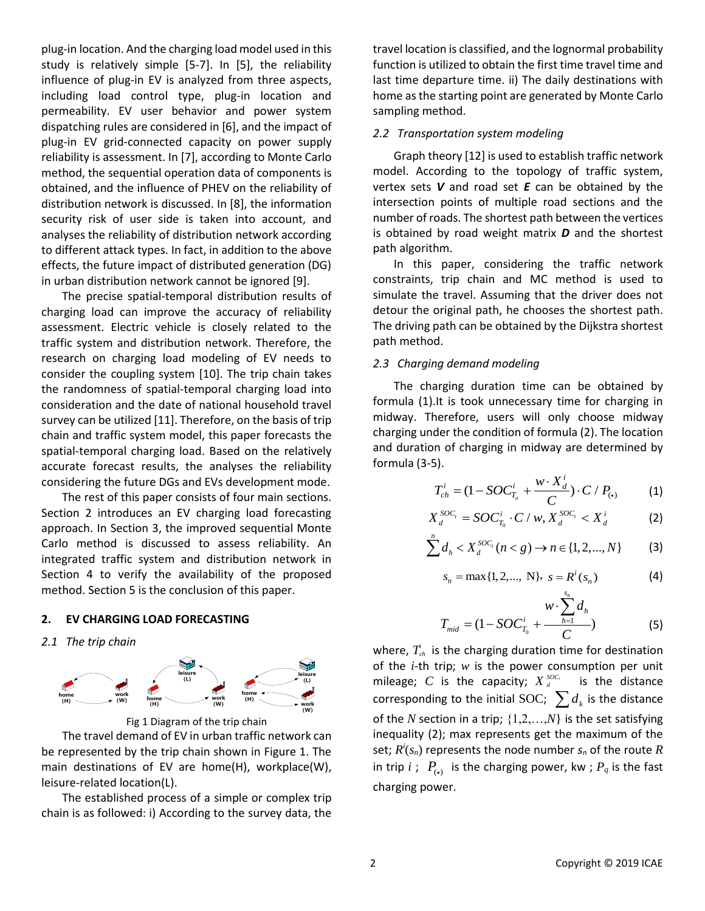plug-in location. And the charging load model used in this study is relatively simple [5-7]. In [5], the reliability influence of plug-in EV is analyzed from three aspects, including load control type, plug-in location and permeability. EV user behavior and power system dispatching rules are considered in [6], and the impact of plug-in EV grid-connected capacity on power supply reliability is assessment. In [7], according to Monte Carlo method, the sequential operation data of components is obtained, and the influence of PHEV on the reliability of distribution network is discussed. In [8], the information security risk of user side is taken into account, and analyses the reliability of distribution network according to different attack types. In fact, in addition to the above effects, the future impact of distributed generation (DG) in urban distribution network cannot be ignored [9].

The precise spatial-temporal distribution results of charging load can improve the accuracy of reliability assessment. Electric vehicle is closely related to the traffic system and distribution network. Therefore, the research on charging load modeling of EV needs to consider the coupling system [10]. The trip chain takes the randomness of spatial-temporal charging load into consideration and the date of national household travel survey can be utilized [11]. Therefore, on the basis of trip chain and traffic system model, this paper forecasts the spatial-temporal charging load. Based on the relatively accurate forecast results, the analyses the reliability considering the future DGs and EVs development mode.

The rest of this paper consists of four main sections. Section 2 introduces an EV charging load forecasting approach. In Section 3, the improved sequential Monte Carlo method is discussed to assess reliability. An integrated traffic system and distribution network in Section 4 to verify the availability of the proposed method. Section 5 is the conclusion of this paper.

## 2. EV CHARGING LOAD FORECASTING

### 2.1 The trip chain

Fig 1 Diagram of the trip chain

The travel demand of EV in urban traffic network can be represented by the trip chain shown in Figure 1. The main destinations of EV are home(H), workplace(W), leisure-related location(L).

The established process of a simple or complex trip chain is as followed: i) According to the survey data, the travel location is classified, and the lognormal probability function is utilized to obtain the first time travel time and last time departure time. ii) The daily destinations with home as the starting point are generated by Monte Carlo sampling method.

### 2.2 Transportation system modeling

Graph theory [12] is used to establish traffic network model. According to the topology of traffic system, vertex sets ***V*** and road set ***E*** can be obtained by the intersection points of multiple road sections and the number of roads. The shortest path between the vertices is obtained by road weight matrix ***D*** and the shortest path algorithm.

In this paper, considering the traffic network constraints, trip chain and MC method is used to simulate the travel. Assuming that the driver does not detour the original path, he chooses the shortest path. The driving path can be obtained by the Dijkstra shortest path method.

### 2.3 Charging demand modeling

The charging duration time can be obtained by formula (1).It is took unnecessary time for charging in midway. Therefore, users will only choose midway charging under the condition of formula (2). The location and duration of charging in midway are determined by formula (3-5).

$$T_{ch}^{i} = (1 - SOC_{T_o}^{i} + \frac{w \cdot X_d^{i}}{C}) \cdot C / P_{(\bullet)} \tag{1}$$

$$X_d^{SOC_t} = SOC_{T_0}^{i} \cdot C / w, X_d^{SOC_t} < X_d^{i} \tag{2}$$

$$\sum^{n} d_h < X_d^{SOC_t} (n < g) \to n \in \{1, 2, ..., N\} \tag{3}$$

$$s_n = \max\{1, 2, ..., \text{N}\},\ s = R^{i}(s_n) \tag{4}$$

$$T_{mid} = (1 - SOC_{T_0}^{i} + \frac{w \cdot \sum_{h=1}^{s_n} d_h}{C}) \tag{5}$$

where, $T_{ch}^{i}$ is the charging duration time for destination of the *i*-th trip; *w* is the power consumption per unit mileage; *C* is the capacity; $X_d^{SOC_t}$ is the distance corresponding to the initial SOC; $\sum d_k$ is the distance of the *N* section in a trip; $\{1,2,\ldots,N\}$ is the set satisfying inequality (2); max represents get the maximum of the set; $R^i(s_n)$ represents the node number $s_n$ of the route *R* in trip *i* ; $P_{(\bullet)}$ is the charging power, kw ; $P_q$ is the fast charging power.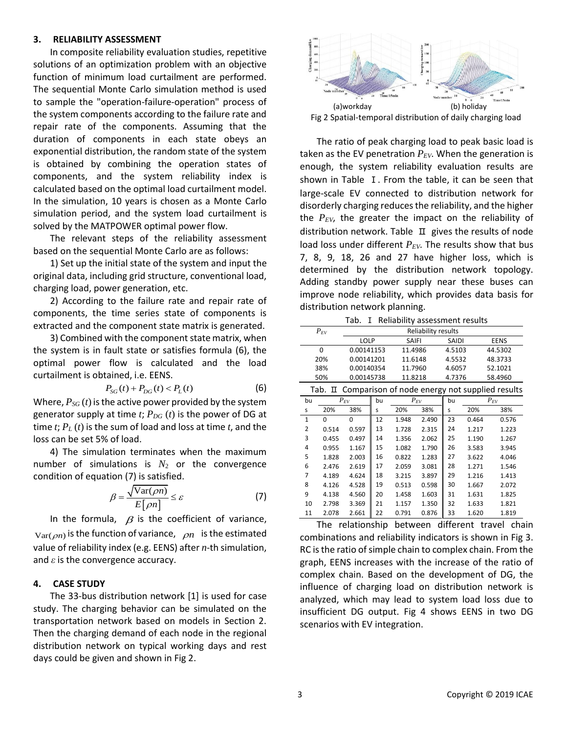## 3. RELIABILITY ASSESSMENT

In composite reliability evaluation studies, repetitive solutions of an optimization problem with an objective function of minimum load curtailment are performed. The sequential Monte Carlo simulation method is used to sample the "operation-failure-operation" process of the system components according to the failure rate and repair rate of the components. Assuming that the duration of components in each state obeys an exponential distribution, the random state of the system is obtained by combining the operation states of components, and the system reliability index is calculated based on the optimal load curtailment model. In the simulation, 10 years is chosen as a Monte Carlo simulation period, and the system load curtailment is solved by the MATPOWER optimal power flow.

The relevant steps of the reliability assessment based on the sequential Monte Carlo are as follows:

1) Set up the initial state of the system and input the original data, including grid structure, conventional load, charging load, power generation, etc.

2) According to the failure rate and repair rate of components, the time series state of components is extracted and the component state matrix is generated.

3) Combined with the component state matrix, when the system is in fault state or satisfies formula (6), the optimal power flow is calculated and the load curtailment is obtained, i.e. EENS.

$$P_{SG}(t) + P_{DG}(t) < P_L(t) \tag{6}$$

Where, $P_{SG}(t)$ is the active power provided by the system generator supply at time $t$; $P_{DG}(t)$ is the power of DG at time $t$; $P_L(t)$ is the sum of load and loss at time $t$, and the loss can be set 5% of load.

4) The simulation terminates when the maximum number of simulations is $N_2$ or the convergence condition of equation (7) is satisfied.

$$\beta = \frac{\sqrt{\mathrm{Var}(\rho n)}}{E[\rho n]} \le \varepsilon \tag{7}$$

In the formula, $\beta$ is the coefficient of variance, $\mathrm{Var}(\rho n)$ is the function of variance, $\rho n$ is the estimated value of reliability index (e.g. EENS) after $n$-th simulation, and $\varepsilon$ is the convergence accuracy.

## 4. CASE STUDY

The 33-bus distribution network [1] is used for case study. The charging behavior can be simulated on the transportation network based on models in Section 2. Then the charging demand of each node in the regional distribution network on typical working days and rest days could be given and shown in Fig 2.

(a)workday (b) holiday

Fig 2 Spatial-temporal distribution of daily charging load

The ratio of peak charging load to peak basic load is taken as the EV penetration $P_{EV}$. When the generation is enough, the system reliability evaluation results are shown in Table Ⅰ. From the table, it can be seen that large-scale EV connected to distribution network for disorderly charging reduces the reliability, and the higher the $P_{EV}$, the greater the impact on the reliability of distribution network. Table Ⅱ gives the results of node load loss under different $P_{EV}$. The results show that bus 7, 8, 9, 18, 26 and 27 have higher loss, which is determined by the distribution network topology. Adding standby power supply near these buses can improve node reliability, which provides data basis for distribution network planning.

Tab. Ⅰ Reliability assessment results

| $P_{EV}$ | Reliability results | | | |
|---|---|---|---|---|
| | LOLP | SAIFI | SAIDI | EENS |
| 0 | 0.00141153 | 11.4986 | 4.5103 | 44.5302 |
| 20% | 0.00141201 | 11.6148 | 4.5532 | 48.3733 |
| 38% | 0.00140354 | 11.7960 | 4.6057 | 52.1021 |
| 50% | 0.00145738 | 11.8218 | 4.7376 | 58.4960 |

Tab. Ⅱ Comparison of node energy not supplied results

| bus | $P_{EV}$ | | bus | $P_{EV}$ | | bus | $P_{EV}$ | |
|---|---|---|---|---|---|---|---|---|
| | 20% | 38% | | 20% | 38% | | 20% | 38% |
| 1 | 0 | 0 | 12 | 1.948 | 2.490 | 23 | 0.464 | 0.576 |
| 2 | 0.514 | 0.597 | 13 | 1.728 | 2.315 | 24 | 1.217 | 1.223 |
| 3 | 0.455 | 0.497 | 14 | 1.356 | 2.062 | 25 | 1.190 | 1.267 |
| 4 | 0.955 | 1.167 | 15 | 1.082 | 1.790 | 26 | 3.583 | 3.945 |
| 5 | 1.828 | 2.003 | 16 | 0.822 | 1.283 | 27 | 3.622 | 4.046 |
| 6 | 2.476 | 2.619 | 17 | 2.059 | 3.081 | 28 | 1.271 | 1.546 |
| 7 | 4.189 | 4.624 | 18 | 3.215 | 3.897 | 29 | 1.216 | 1.413 |
| 8 | 4.126 | 4.528 | 19 | 0.513 | 0.598 | 30 | 1.667 | 2.072 |
| 9 | 4.138 | 4.560 | 20 | 1.458 | 1.603 | 31 | 1.631 | 1.825 |
| 10 | 2.798 | 3.369 | 21 | 1.157 | 1.350 | 32 | 1.633 | 1.821 |
| 11 | 2.078 | 2.661 | 22 | 0.791 | 0.876 | 33 | 1.620 | 1.819 |

The relationship between different travel chain combinations and reliability indicators is shown in Fig 3. RC is the ratio of simple chain to complex chain. From the graph, EENS increases with the increase of the ratio of complex chain. Based on the development of DG, the influence of charging load on distribution network is analyzed, which may lead to system load loss due to insufficient DG output. Fig 4 shows EENS in two DG scenarios with EV integration.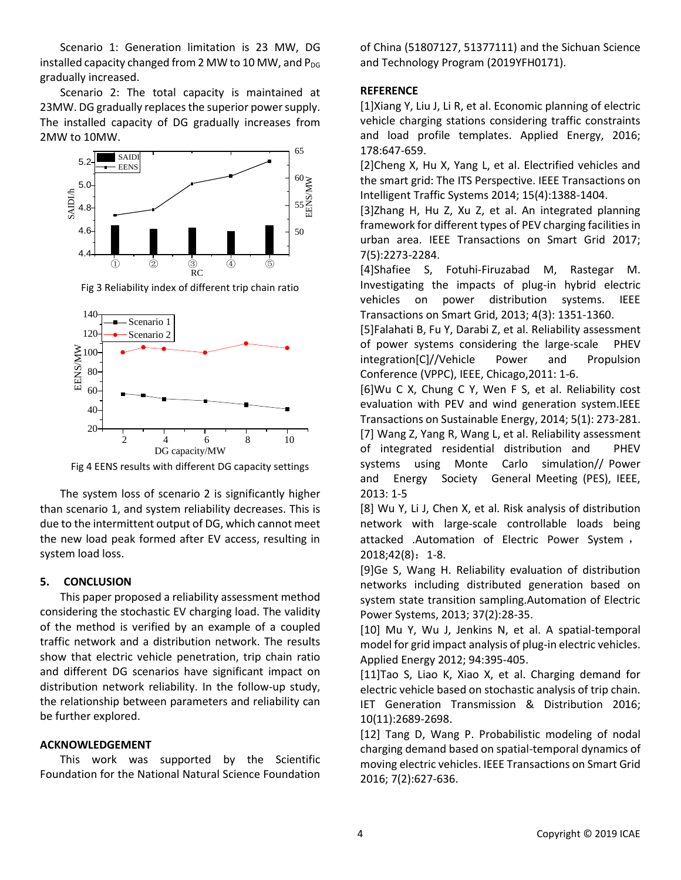Scenario 1: Generation limitation is 23 MW, DG installed capacity changed from 2 MW to 10 MW, and $P_{DG}$ gradually increased.

Scenario 2: The total capacity is maintained at 23MW. DG gradually replaces the superior power supply. The installed capacity of DG gradually increases from 2MW to 10MW.

SAIDI
EENS
SAIDI/h
EENS/MW
5.2
5.0
4.8
4.6
4.4
65
60
55
50
① ② ③ ④ ⑤
RC

Fig 3 Reliability index of different trip chain ratio

Scenario 1
Scenario 2
EENS/MW
140
120
100
80
60
40
20
2 4 6 8 10
DG capacity/MW

Fig 4 EENS results with different DG capacity settings

The system loss of scenario 2 is significantly higher than scenario 1, and system reliability decreases. This is due to the intermittent output of DG, which cannot meet the new load peak formed after EV access, resulting in system load loss.

## 5. CONCLUSION

This paper proposed a reliability assessment method considering the stochastic EV charging load. The validity of the method is verified by an example of a coupled traffic network and a distribution network. The results show that electric vehicle penetration, trip chain ratio and different DG scenarios have significant impact on distribution network reliability. In the follow-up study, the relationship between parameters and reliability can be further explored.

## ACKNOWLEDGEMENT

This work was supported by the Scientific Foundation for the National Natural Science Foundation of China (51807127, 51377111) and the Sichuan Science and Technology Program (2019YFH0171).

## REFERENCE

[1]Xiang Y, Liu J, Li R, et al. Economic planning of electric vehicle charging stations considering traffic constraints and load profile templates. Applied Energy, 2016; 178:647-659.

[2]Cheng X, Hu X, Yang L, et al. Electrified vehicles and the smart grid: The ITS Perspective. IEEE Transactions on Intelligent Traffic Systems 2014; 15(4):1388-1404.

[3]Zhang H, Hu Z, Xu Z, et al. An integrated planning framework for different types of PEV charging facilities in urban area. IEEE Transactions on Smart Grid 2017; 7(5):2273-2284.

[4]Shafiee S, Fotuhi-Firuzabad M, Rastegar M. Investigating the impacts of plug-in hybrid electric vehicles on power distribution systems. IEEE Transactions on Smart Grid, 2013; 4(3): 1351-1360.

[5]Falahati B, Fu Y, Darabi Z, et al. Reliability assessment of power systems considering the large-scale PHEV integration[C]//Vehicle Power and Propulsion Conference (VPPC), IEEE, Chicago,2011: 1-6.

[6]Wu C X, Chung C Y, Wen F S, et al. Reliability cost evaluation with PEV and wind generation system.IEEE Transactions on Sustainable Energy, 2014; 5(1): 273-281.

[7] Wang Z, Yang R, Wang L, et al. Reliability assessment of integrated residential distribution and PHEV systems using Monte Carlo simulation// Power and Energy Society General Meeting (PES), IEEE, 2013: 1-5

[8] Wu Y, Li J, Chen X, et al. Risk analysis of distribution network with large-scale controllable loads being attacked .Automation of Electric Power System，2018;42(8)：1-8.

[9]Ge S, Wang H. Reliability evaluation of distribution networks including distributed generation based on system state transition sampling.Automation of Electric Power Systems, 2013; 37(2):28-35.

[10] Mu Y, Wu J, Jenkins N, et al. A spatial-temporal model for grid impact analysis of plug-in electric vehicles. Applied Energy 2012; 94:395-405.

[11]Tao S, Liao K, Xiao X, et al. Charging demand for electric vehicle based on stochastic analysis of trip chain. IET Generation Transmission & Distribution 2016; 10(11):2689-2698.

[12] Tang D, Wang P. Probabilistic modeling of nodal charging demand based on spatial-temporal dynamics of moving electric vehicles. IEEE Transactions on Smart Grid 2016; 7(2):627-636.